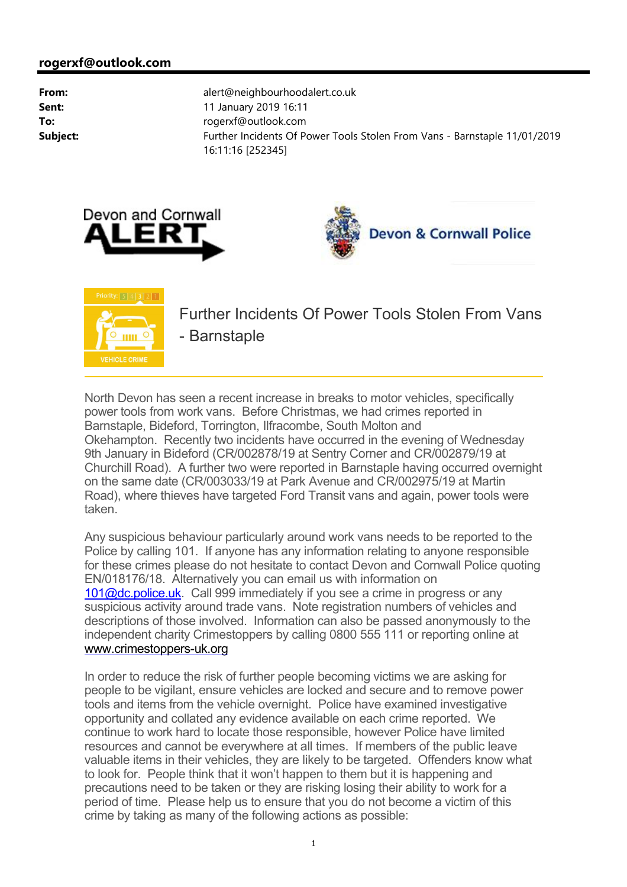**rogerxf@outlook.com**

| | |
|---|---|
| **From:** | alert@neighbourhoodalert.co.uk |
| **Sent:** | 11 January 2019 16:11 |
| **To:** | rogerxf@outlook.com |
| **Subject:** | Further Incidents Of Power Tools Stolen From Vans - Barnstaple 11/01/2019 16:11:16 [252345] |

Devon and Cornwall ALERT

Devon & Cornwall Police

Priority: 5 4 3 2 1

VEHICLE CRIME

# Further Incidents Of Power Tools Stolen From Vans - Barnstaple

North Devon has seen a recent increase in breaks to motor vehicles, specifically power tools from work vans. Before Christmas, we had crimes reported in Barnstaple, Bideford, Torrington, Ilfracombe, South Molton and Okehampton. Recently two incidents have occurred in the evening of Wednesday 9th January in Bideford (CR/002878/19 at Sentry Corner and CR/002879/19 at Churchill Road). A further two were reported in Barnstaple having occurred overnight on the same date (CR/003033/19 at Park Avenue and CR/002975/19 at Martin Road), where thieves have targeted Ford Transit vans and again, power tools were taken.

Any suspicious behaviour particularly around work vans needs to be reported to the Police by calling 101. If anyone has any information relating to anyone responsible for these crimes please do not hesitate to contact Devon and Cornwall Police quoting EN/018176/18. Alternatively you can email us with information on 101@dc.police.uk. Call 999 immediately if you see a crime in progress or any suspicious activity around trade vans. Note registration numbers of vehicles and descriptions of those involved. Information can also be passed anonymously to the independent charity Crimestoppers by calling 0800 555 111 or reporting online at www.crimestoppers-uk.org

In order to reduce the risk of further people becoming victims we are asking for people to be vigilant, ensure vehicles are locked and secure and to remove power tools and items from the vehicle overnight. Police have examined investigative opportunity and collated any evidence available on each crime reported. We continue to work hard to locate those responsible, however Police have limited resources and cannot be everywhere at all times. If members of the public leave valuable items in their vehicles, they are likely to be targeted. Offenders know what to look for. People think that it won't happen to them but it is happening and precautions need to be taken or they are risking losing their ability to work for a period of time. Please help us to ensure that you do not become a victim of this crime by taking as many of the following actions as possible: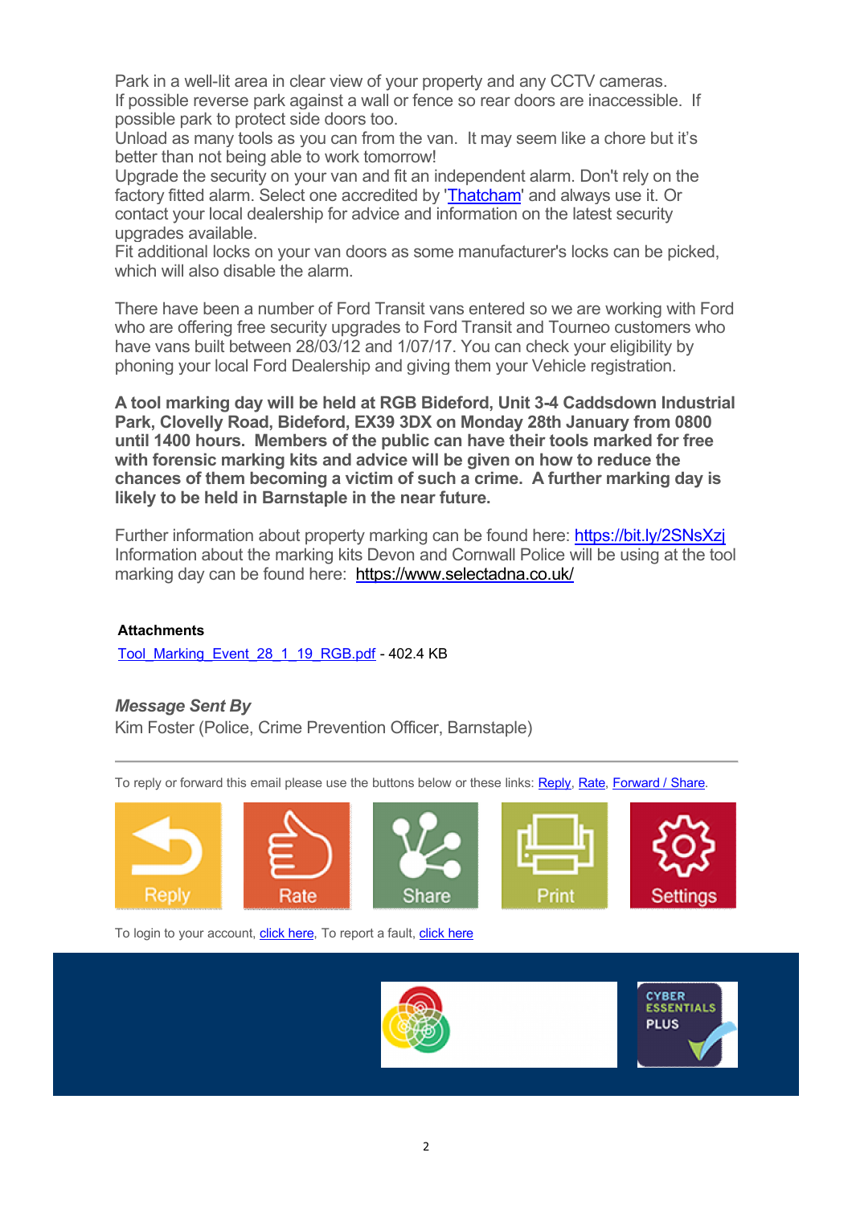Park in a well-lit area in clear view of your property and any CCTV cameras.
If possible reverse park against a wall or fence so rear doors are inaccessible. If possible park to protect side doors too.
Unload as many tools as you can from the van. It may seem like a chore but it's better than not being able to work tomorrow!
Upgrade the security on your van and fit an independent alarm. Don't rely on the factory fitted alarm. Select one accredited by 'Thatcham' and always use it. Or contact your local dealership for advice and information on the latest security upgrades available.
Fit additional locks on your van doors as some manufacturer's locks can be picked, which will also disable the alarm.

There have been a number of Ford Transit vans entered so we are working with Ford who are offering free security upgrades to Ford Transit and Tourneo customers who have vans built between 28/03/12 and 1/07/17. You can check your eligibility by phoning your local Ford Dealership and giving them your Vehicle registration.

**A tool marking day will be held at RGB Bideford, Unit 3-4 Caddsdown Industrial Park, Clovelly Road, Bideford, EX39 3DX on Monday 28th January from 0800 until 1400 hours. Members of the public can have their tools marked for free with forensic marking kits and advice will be given on how to reduce the chances of them becoming a victim of such a crime. A further marking day is likely to be held in Barnstaple in the near future.**

Further information about property marking can be found here: https://bit.ly/2SNsXzj
Information about the marking kits Devon and Cornwall Police will be using at the tool marking day can be found here: https://www.selectadna.co.uk/

**Attachments**

Tool_Marking_Event_28_1_19_RGB.pdf - 402.4 KB

***Message Sent By***
Kim Foster (Police, Crime Prevention Officer, Barnstaple)

---

To reply or forward this email please use the buttons below or these links: Reply, Rate, Forward / Share.

Reply Rate Share Print Settings

To login to your account, click here, To report a fault, click here

CYBER ESSENTIALS PLUS